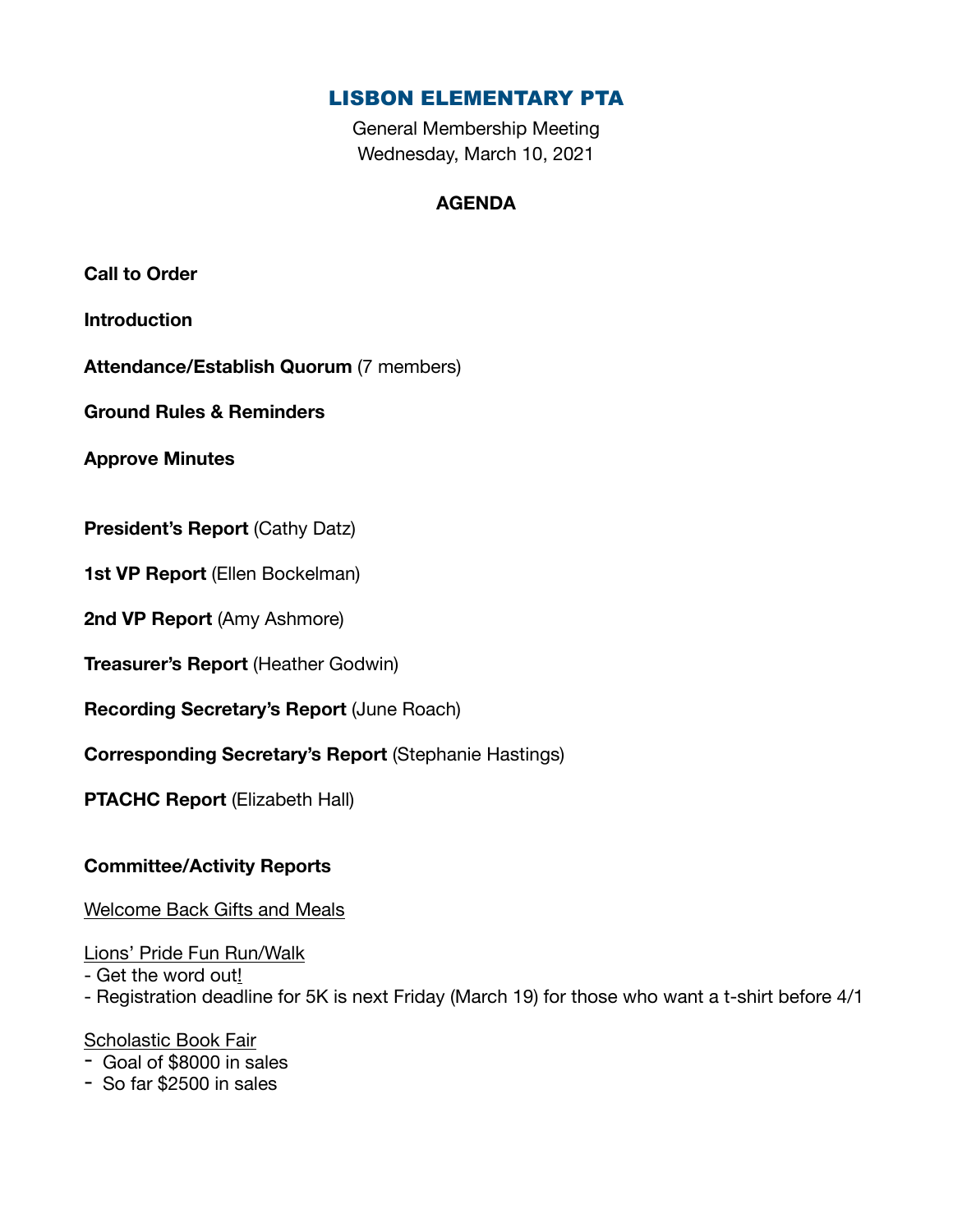# LISBON ELEMENTARY PTA

General Membership Meeting
Wednesday, March 10, 2021

## AGENDA

**Call to Order**

**Introduction**

**Attendance/Establish Quorum** (7 members)

**Ground Rules & Reminders**

**Approve Minutes**

**President's Report** (Cathy Datz)

**1st VP Report** (Ellen Bockelman)

**2nd VP Report** (Amy Ashmore)

**Treasurer's Report** (Heather Godwin)

**Recording Secretary's Report** (June Roach)

**Corresponding Secretary's Report** (Stephanie Hastings)

**PTACHC Report** (Elizabeth Hall)

**Committee/Activity Reports**

<u>Welcome Back Gifts and Meals</u>

<u>Lions' Pride Fun Run/Walk</u>

- Get the word out!
- Registration deadline for 5K is next Friday (March 19) for those who want a t-shirt before 4/1

<u>Scholastic Book Fair</u>

- Goal of $8000 in sales
- So far $2500 in sales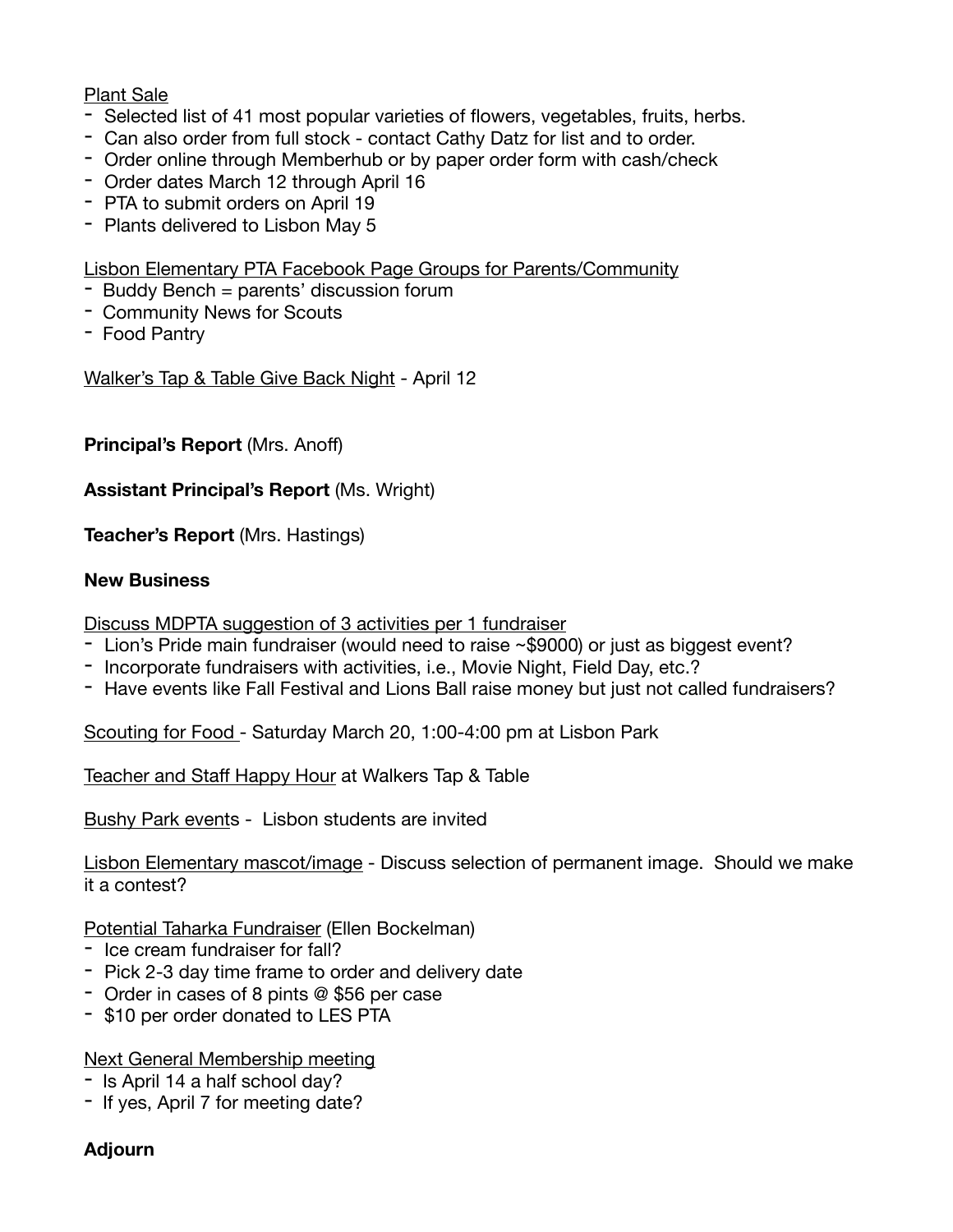Plant Sale

- Selected list of 41 most popular varieties of flowers, vegetables, fruits, herbs.
- Can also order from full stock - contact Cathy Datz for list and to order.
- Order online through Memberhub or by paper order form with cash/check
- Order dates March 12 through April 16
- PTA to submit orders on April 19
- Plants delivered to Lisbon May 5

Lisbon Elementary PTA Facebook Page Groups for Parents/Community

- Buddy Bench = parents' discussion forum
- Community News for Scouts
- Food Pantry

Walker's Tap & Table Give Back Night - April 12

**Principal's Report** (Mrs. Anoff)

**Assistant Principal's Report** (Ms. Wright)

**Teacher's Report** (Mrs. Hastings)

**New Business**

Discuss MDPTA suggestion of 3 activities per 1 fundraiser

- Lion's Pride main fundraiser (would need to raise ~$9000) or just as biggest event?
- Incorporate fundraisers with activities, i.e., Movie Night, Field Day, etc.?
- Have events like Fall Festival and Lions Ball raise money but just not called fundraisers?

Scouting for Food - Saturday March 20, 1:00-4:00 pm at Lisbon Park

Teacher and Staff Happy Hour at Walkers Tap & Table

Bushy Park events - Lisbon students are invited

Lisbon Elementary mascot/image - Discuss selection of permanent image. Should we make it a contest?

Potential Taharka Fundraiser (Ellen Bockelman)

- Ice cream fundraiser for fall?
- Pick 2-3 day time frame to order and delivery date
- Order in cases of 8 pints @ $56 per case
- $10 per order donated to LES PTA

Next General Membership meeting

- Is April 14 a half school day?
- If yes, April 7 for meeting date?

**Adjourn**